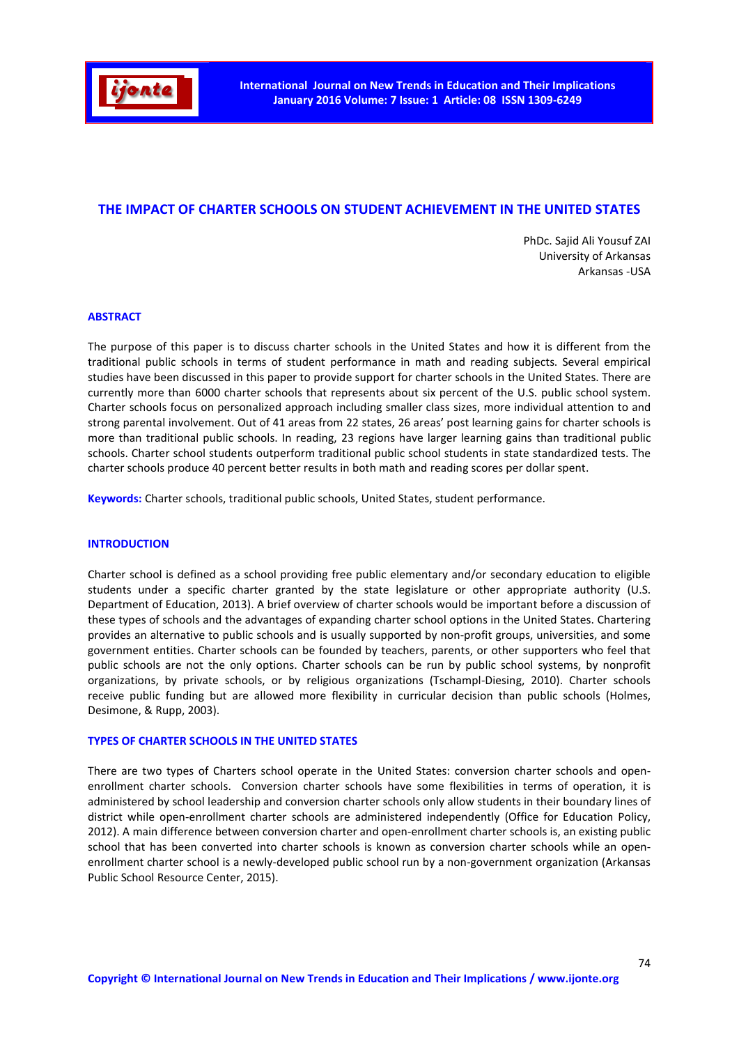# THE IMPACT OF CHARTER SCHOOLS ON STUDENT ACHIEVEMENT IN THE UNITED STATES

PhDc. Sajid Ali Yousuf ZAI
University of Arkansas
Arkansas -USA

## ABSTRACT

The purpose of this paper is to discuss charter schools in the United States and how it is different from the traditional public schools in terms of student performance in math and reading subjects. Several empirical studies have been discussed in this paper to provide support for charter schools in the United States. There are currently more than 6000 charter schools that represents about six percent of the U.S. public school system. Charter schools focus on personalized approach including smaller class sizes, more individual attention to and strong parental involvement. Out of 41 areas from 22 states, 26 areas' post learning gains for charter schools is more than traditional public schools. In reading, 23 regions have larger learning gains than traditional public schools. Charter school students outperform traditional public school students in state standardized tests. The charter schools produce 40 percent better results in both math and reading scores per dollar spent.

**Keywords:** Charter schools, traditional public schools, United States, student performance.

## INTRODUCTION

Charter school is defined as a school providing free public elementary and/or secondary education to eligible students under a specific charter granted by the state legislature or other appropriate authority (U.S. Department of Education, 2013). A brief overview of charter schools would be important before a discussion of these types of schools and the advantages of expanding charter school options in the United States. Chartering provides an alternative to public schools and is usually supported by non-profit groups, universities, and some government entities. Charter schools can be founded by teachers, parents, or other supporters who feel that public schools are not the only options. Charter schools can be run by public school systems, by nonprofit organizations, by private schools, or by religious organizations (Tschampl-Diesing, 2010). Charter schools receive public funding but are allowed more flexibility in curricular decision than public schools (Holmes, Desimone, & Rupp, 2003).

## TYPES OF CHARTER SCHOOLS IN THE UNITED STATES

There are two types of Charters school operate in the United States: conversion charter schools and open-enrollment charter schools. Conversion charter schools have some flexibilities in terms of operation, it is administered by school leadership and conversion charter schools only allow students in their boundary lines of district while open-enrollment charter schools are administered independently (Office for Education Policy, 2012). A main difference between conversion charter and open-enrollment charter schools is, an existing public school that has been converted into charter schools is known as conversion charter schools while an open-enrollment charter school is a newly-developed public school run by a non-government organization (Arkansas Public School Resource Center, 2015).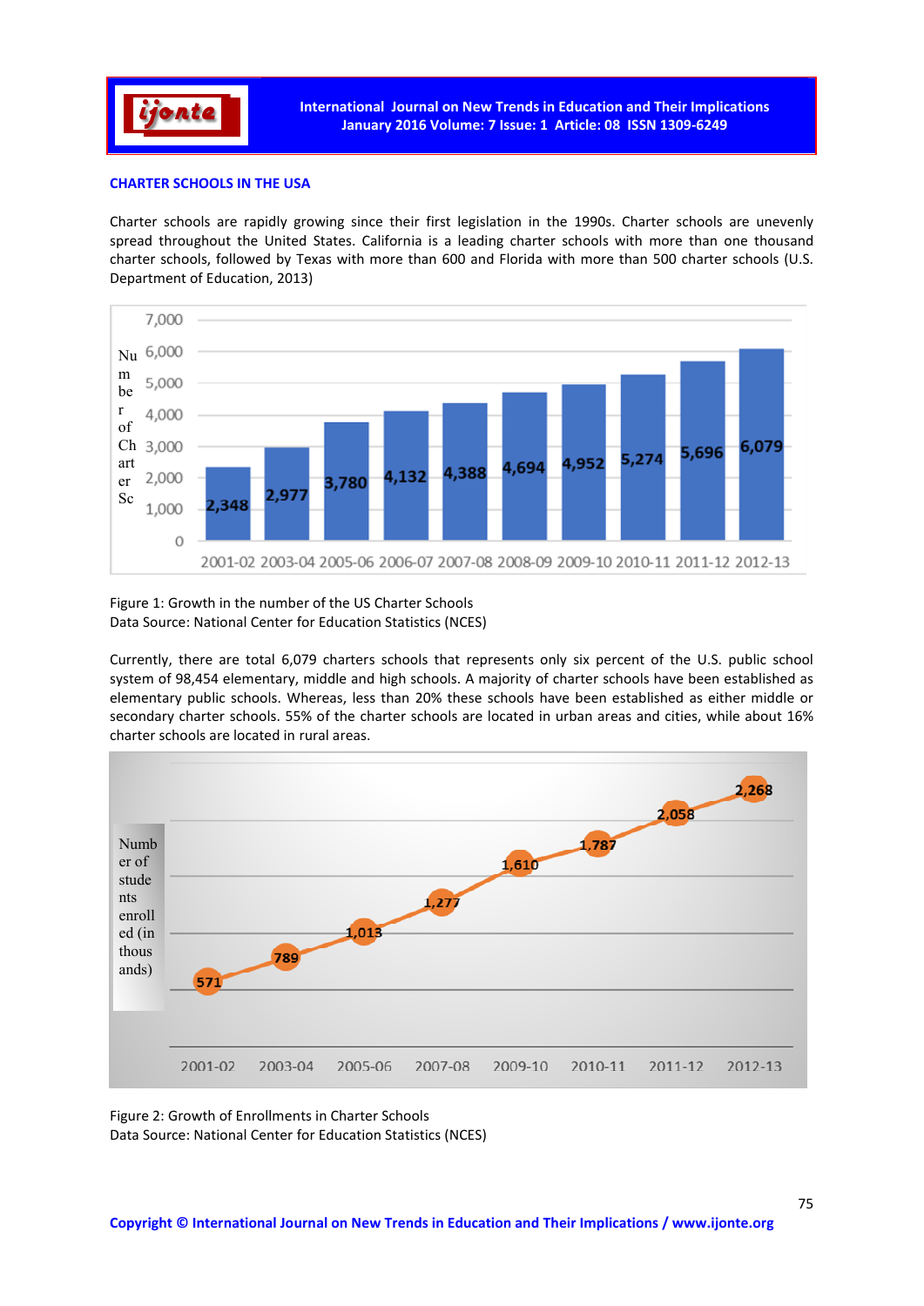## CHARTER SCHOOLS IN THE USA

Charter schools are rapidly growing since their first legislation in the 1990s. Charter schools are unevenly spread throughout the United States. California is a leading charter schools with more than one thousand charter schools, followed by Texas with more than 600 and Florida with more than 500 charter schools (U.S. Department of Education, 2013)

| Year | Number of Charter Schools |
|---|---|
| 2001-02 | 2,348 |
| 2003-04 | 2,977 |
| 2005-06 | 3,780 |
| 2006-07 | 4,132 |
| 2007-08 | 4,388 |
| 2008-09 | 4,694 |
| 2009-10 | 4,952 |
| 2010-11 | 5,274 |
| 2011-12 | 5,696 |
| 2012-13 | 6,079 |

Figure 1: Growth in the number of the US Charter Schools
Data Source: National Center for Education Statistics (NCES)

Currently, there are total 6,079 charters schools that represents only six percent of the U.S. public school system of 98,454 elementary, middle and high schools. A majority of charter schools have been established as elementary public schools. Whereas, less than 20% these schools have been established as either middle or secondary charter schools. 55% of the charter schools are located in urban areas and cities, while about 16% charter schools are located in rural areas.

| Year | Number of students enrolled (in thousands) |
|---|---|
| 2001-02 | 571 |
| 2003-04 | 789 |
| 2005-06 | 1,013 |
| 2007-08 | 1,277 |
| 2009-10 | 1,610 |
| 2010-11 | 1,787 |
| 2011-12 | 2,058 |
| 2012-13 | 2,268 |

Figure 2: Growth of Enrollments in Charter Schools
Data Source: National Center for Education Statistics (NCES)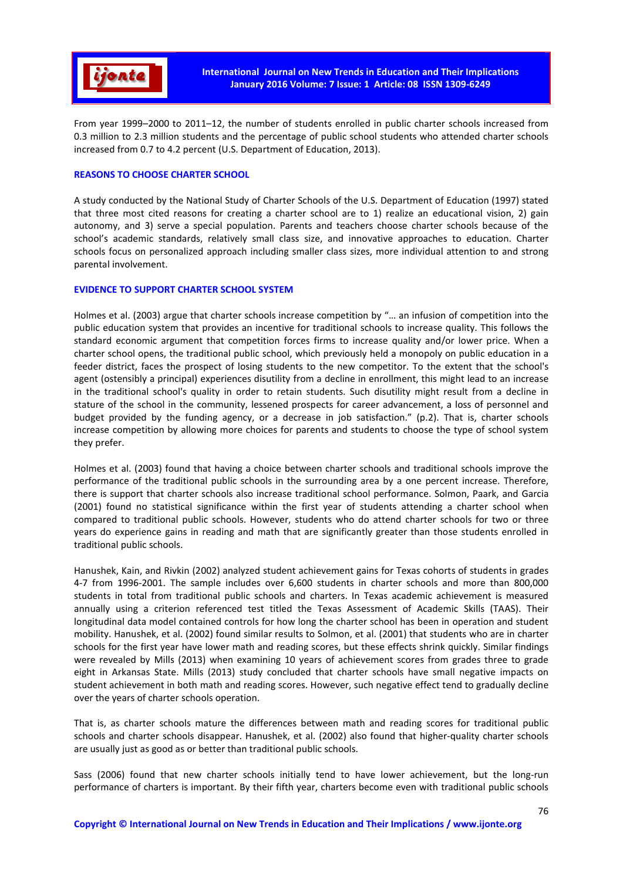From year 1999–2000 to 2011–12, the number of students enrolled in public charter schools increased from 0.3 million to 2.3 million students and the percentage of public school students who attended charter schools increased from 0.7 to 4.2 percent (U.S. Department of Education, 2013).

## REASONS TO CHOOSE CHARTER SCHOOL

A study conducted by the National Study of Charter Schools of the U.S. Department of Education (1997) stated that three most cited reasons for creating a charter school are to 1) realize an educational vision, 2) gain autonomy, and 3) serve a special population. Parents and teachers choose charter schools because of the school's academic standards, relatively small class size, and innovative approaches to education. Charter schools focus on personalized approach including smaller class sizes, more individual attention to and strong parental involvement.

## EVIDENCE TO SUPPORT CHARTER SCHOOL SYSTEM

Holmes et al. (2003) argue that charter schools increase competition by "… an infusion of competition into the public education system that provides an incentive for traditional schools to increase quality. This follows the standard economic argument that competition forces firms to increase quality and/or lower price. When a charter school opens, the traditional public school, which previously held a monopoly on public education in a feeder district, faces the prospect of losing students to the new competitor. To the extent that the school's agent (ostensibly a principal) experiences disutility from a decline in enrollment, this might lead to an increase in the traditional school's quality in order to retain students. Such disutility might result from a decline in stature of the school in the community, lessened prospects for career advancement, a loss of personnel and budget provided by the funding agency, or a decrease in job satisfaction." (p.2). That is, charter schools increase competition by allowing more choices for parents and students to choose the type of school system they prefer.

Holmes et al. (2003) found that having a choice between charter schools and traditional schools improve the performance of the traditional public schools in the surrounding area by a one percent increase. Therefore, there is support that charter schools also increase traditional school performance. Solmon, Paark, and Garcia (2001) found no statistical significance within the first year of students attending a charter school when compared to traditional public schools. However, students who do attend charter schools for two or three years do experience gains in reading and math that are significantly greater than those students enrolled in traditional public schools.

Hanushek, Kain, and Rivkin (2002) analyzed student achievement gains for Texas cohorts of students in grades 4-7 from 1996-2001. The sample includes over 6,600 students in charter schools and more than 800,000 students in total from traditional public schools and charters. In Texas academic achievement is measured annually using a criterion referenced test titled the Texas Assessment of Academic Skills (TAAS). Their longitudinal data model contained controls for how long the charter school has been in operation and student mobility. Hanushek, et al. (2002) found similar results to Solmon, et al. (2001) that students who are in charter schools for the first year have lower math and reading scores, but these effects shrink quickly. Similar findings were revealed by Mills (2013) when examining 10 years of achievement scores from grades three to grade eight in Arkansas State. Mills (2013) study concluded that charter schools have small negative impacts on student achievement in both math and reading scores. However, such negative effect tend to gradually decline over the years of charter schools operation.

That is, as charter schools mature the differences between math and reading scores for traditional public schools and charter schools disappear. Hanushek, et al. (2002) also found that higher-quality charter schools are usually just as good as or better than traditional public schools.

Sass (2006) found that new charter schools initially tend to have lower achievement, but the long-run performance of charters is important. By their fifth year, charters become even with traditional public schools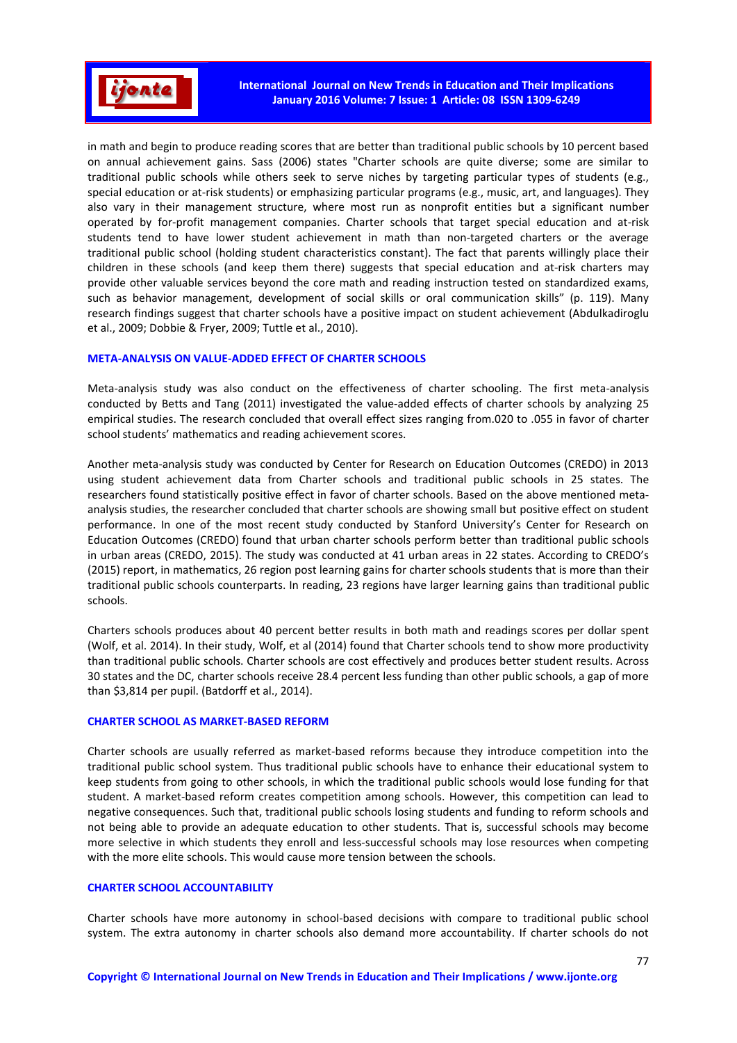in math and begin to produce reading scores that are better than traditional public schools by 10 percent based on annual achievement gains. Sass (2006) states "Charter schools are quite diverse; some are similar to traditional public schools while others seek to serve niches by targeting particular types of students (e.g., special education or at-risk students) or emphasizing particular programs (e.g., music, art, and languages). They also vary in their management structure, where most run as nonprofit entities but a significant number operated by for-profit management companies. Charter schools that target special education and at-risk students tend to have lower student achievement in math than non-targeted charters or the average traditional public school (holding student characteristics constant). The fact that parents willingly place their children in these schools (and keep them there) suggests that special education and at-risk charters may provide other valuable services beyond the core math and reading instruction tested on standardized exams, such as behavior management, development of social skills or oral communication skills" (p. 119). Many research findings suggest that charter schools have a positive impact on student achievement (Abdulkadiroglu et al., 2009; Dobbie & Fryer, 2009; Tuttle et al., 2010).

## META-ANALYSIS ON VALUE-ADDED EFFECT OF CHARTER SCHOOLS

Meta-analysis study was also conduct on the effectiveness of charter schooling. The first meta-analysis conducted by Betts and Tang (2011) investigated the value-added effects of charter schools by analyzing 25 empirical studies. The research concluded that overall effect sizes ranging from.020 to .055 in favor of charter school students' mathematics and reading achievement scores.

Another meta-analysis study was conducted by Center for Research on Education Outcomes (CREDO) in 2013 using student achievement data from Charter schools and traditional public schools in 25 states. The researchers found statistically positive effect in favor of charter schools. Based on the above mentioned meta-analysis studies, the researcher concluded that charter schools are showing small but positive effect on student performance. In one of the most recent study conducted by Stanford University's Center for Research on Education Outcomes (CREDO) found that urban charter schools perform better than traditional public schools in urban areas (CREDO, 2015). The study was conducted at 41 urban areas in 22 states. According to CREDO's (2015) report, in mathematics, 26 region post learning gains for charter schools students that is more than their traditional public schools counterparts. In reading, 23 regions have larger learning gains than traditional public schools.

Charters schools produces about 40 percent better results in both math and readings scores per dollar spent (Wolf, et al. 2014). In their study, Wolf, et al (2014) found that Charter schools tend to show more productivity than traditional public schools. Charter schools are cost effectively and produces better student results. Across 30 states and the DC, charter schools receive 28.4 percent less funding than other public schools, a gap of more than $3,814 per pupil. (Batdorff et al., 2014).

## CHARTER SCHOOL AS MARKET-BASED REFORM

Charter schools are usually referred as market-based reforms because they introduce competition into the traditional public school system. Thus traditional public schools have to enhance their educational system to keep students from going to other schools, in which the traditional public schools would lose funding for that student. A market-based reform creates competition among schools. However, this competition can lead to negative consequences. Such that, traditional public schools losing students and funding to reform schools and not being able to provide an adequate education to other students. That is, successful schools may become more selective in which students they enroll and less-successful schools may lose resources when competing with the more elite schools. This would cause more tension between the schools.

## CHARTER SCHOOL ACCOUNTABILITY

Charter schools have more autonomy in school-based decisions with compare to traditional public school system. The extra autonomy in charter schools also demand more accountability. If charter schools do not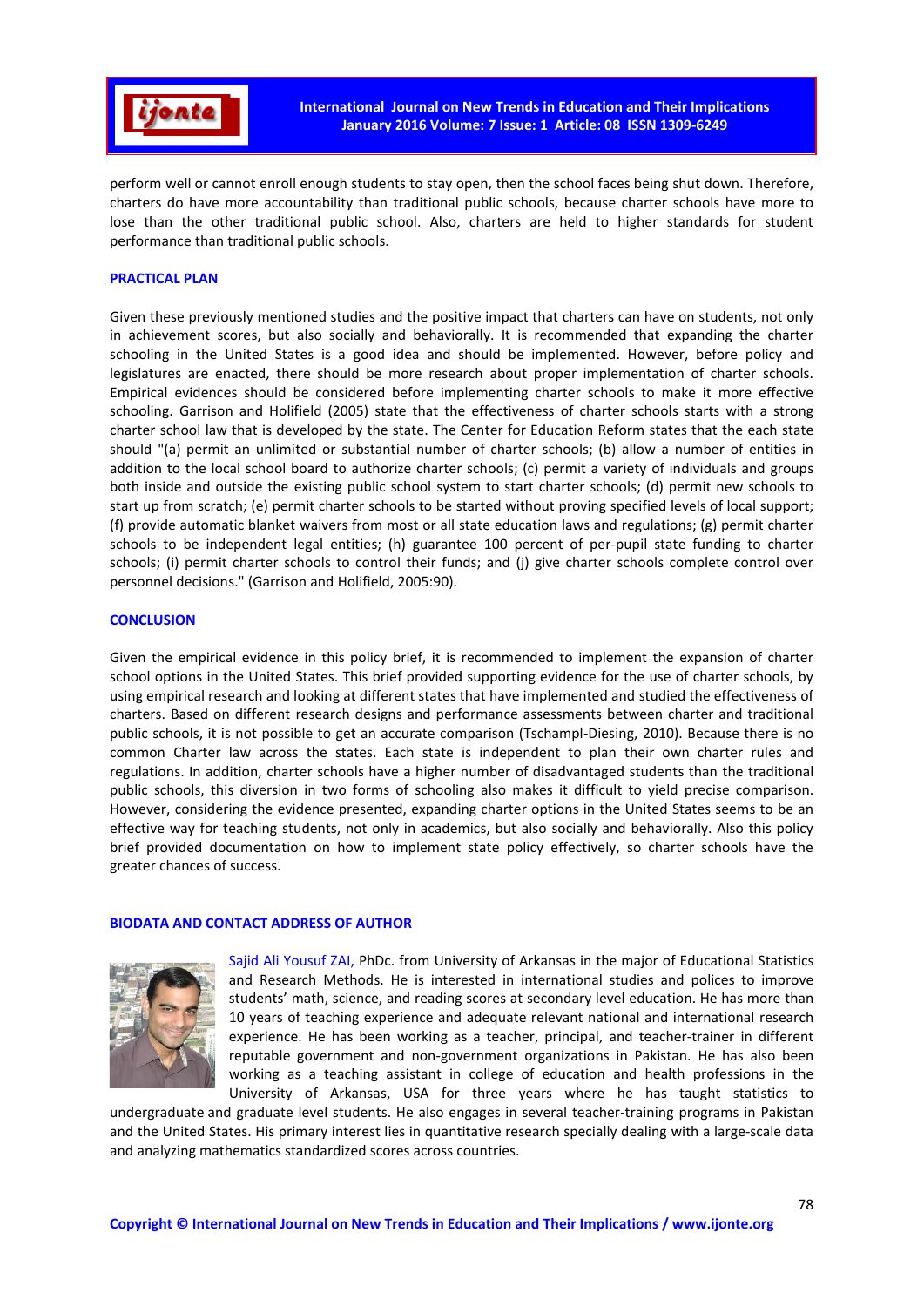perform well or cannot enroll enough students to stay open, then the school faces being shut down. Therefore, charters do have more accountability than traditional public schools, because charter schools have more to lose than the other traditional public school. Also, charters are held to higher standards for student performance than traditional public schools.

## PRACTICAL PLAN

Given these previously mentioned studies and the positive impact that charters can have on students, not only in achievement scores, but also socially and behaviorally. It is recommended that expanding the charter schooling in the United States is a good idea and should be implemented. However, before policy and legislatures are enacted, there should be more research about proper implementation of charter schools. Empirical evidences should be considered before implementing charter schools to make it more effective schooling. Garrison and Holifield (2005) state that the effectiveness of charter schools starts with a strong charter school law that is developed by the state. The Center for Education Reform states that the each state should "(a) permit an unlimited or substantial number of charter schools; (b) allow a number of entities in addition to the local school board to authorize charter schools; (c) permit a variety of individuals and groups both inside and outside the existing public school system to start charter schools; (d) permit new schools to start up from scratch; (e) permit charter schools to be started without proving specified levels of local support; (f) provide automatic blanket waivers from most or all state education laws and regulations; (g) permit charter schools to be independent legal entities; (h) guarantee 100 percent of per-pupil state funding to charter schools; (i) permit charter schools to control their funds; and (j) give charter schools complete control over personnel decisions." (Garrison and Holifield, 2005:90).

## CONCLUSION

Given the empirical evidence in this policy brief, it is recommended to implement the expansion of charter school options in the United States. This brief provided supporting evidence for the use of charter schools, by using empirical research and looking at different states that have implemented and studied the effectiveness of charters. Based on different research designs and performance assessments between charter and traditional public schools, it is not possible to get an accurate comparison (Tschampl-Diesing, 2010). Because there is no common Charter law across the states. Each state is independent to plan their own charter rules and regulations. In addition, charter schools have a higher number of disadvantaged students than the traditional public schools, this diversion in two forms of schooling also makes it difficult to yield precise comparison. However, considering the evidence presented, expanding charter options in the United States seems to be an effective way for teaching students, not only in academics, but also socially and behaviorally. Also this policy brief provided documentation on how to implement state policy effectively, so charter schools have the greater chances of success.

## BIODATA AND CONTACT ADDRESS OF AUTHOR

Sajid Ali Yousuf ZAI, PhDc. from University of Arkansas in the major of Educational Statistics and Research Methods. He is interested in international studies and polices to improve students' math, science, and reading scores at secondary level education. He has more than 10 years of teaching experience and adequate relevant national and international research experience. He has been working as a teacher, principal, and teacher-trainer in different reputable government and non-government organizations in Pakistan. He has also been working as a teaching assistant in college of education and health professions in the University of Arkansas, USA for three years where he has taught statistics to undergraduate and graduate level students. He also engages in several teacher-training programs in Pakistan and the United States. His primary interest lies in quantitative research specially dealing with a large-scale data and analyzing mathematics standardized scores across countries.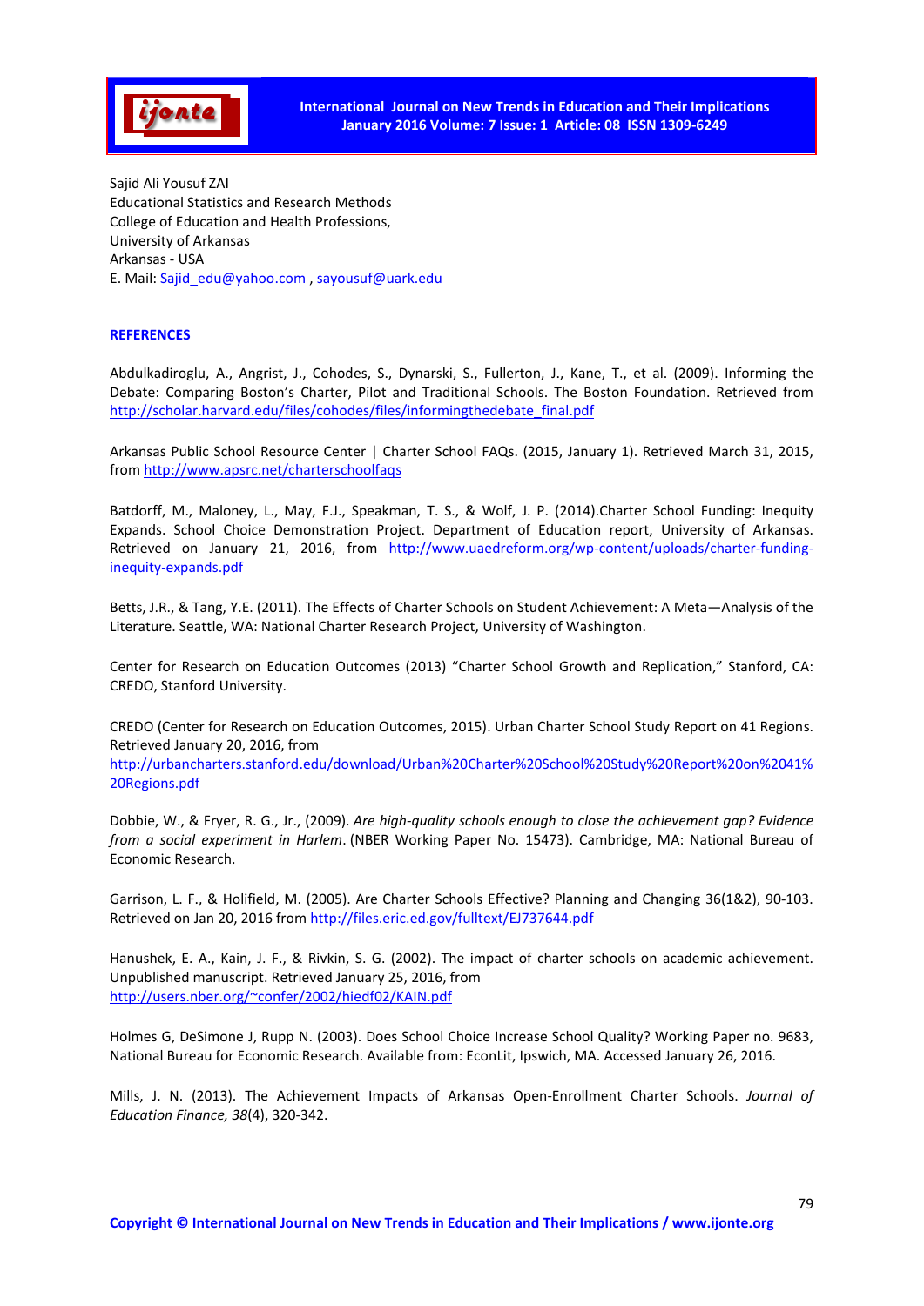Sajid Ali Yousuf ZAI
Educational Statistics and Research Methods
College of Education and Health Professions,
University of Arkansas
Arkansas - USA
E. Mail: Sajid_edu@yahoo.com , sayousuf@uark.edu

## REFERENCES

Abdulkadiroglu, A., Angrist, J., Cohodes, S., Dynarski, S., Fullerton, J., Kane, T., et al. (2009). Informing the Debate: Comparing Boston's Charter, Pilot and Traditional Schools. The Boston Foundation. Retrieved from http://scholar.harvard.edu/files/cohodes/files/informingthedebate_final.pdf

Arkansas Public School Resource Center | Charter School FAQs. (2015, January 1). Retrieved March 31, 2015, from http://www.apsrc.net/charterschoolfaqs

Batdorff, M., Maloney, L., May, F.J., Speakman, T. S., & Wolf, J. P. (2014).Charter School Funding: Inequity Expands. School Choice Demonstration Project. Department of Education report, University of Arkansas. Retrieved on January 21, 2016, from http://www.uaedreform.org/wp-content/uploads/charter-funding-inequity-expands.pdf

Betts, J.R., & Tang, Y.E. (2011). The Effects of Charter Schools on Student Achievement: A Meta—Analysis of the Literature. Seattle, WA: National Charter Research Project, University of Washington.

Center for Research on Education Outcomes (2013) "Charter School Growth and Replication," Stanford, CA: CREDO, Stanford University.

CREDO (Center for Research on Education Outcomes, 2015). Urban Charter School Study Report on 41 Regions. Retrieved January 20, 2016, from
http://urbancharters.stanford.edu/download/Urban%20Charter%20School%20Study%20Report%20on%2041%20Regions.pdf

Dobbie, W., & Fryer, R. G., Jr., (2009). *Are high-quality schools enough to close the achievement gap? Evidence from a social experiment in Harlem*. (NBER Working Paper No. 15473). Cambridge, MA: National Bureau of Economic Research.

Garrison, L. F., & Holifield, M. (2005). Are Charter Schools Effective? Planning and Changing 36(1&2), 90-103. Retrieved on Jan 20, 2016 from http://files.eric.ed.gov/fulltext/EJ737644.pdf

Hanushek, E. A., Kain, J. F., & Rivkin, S. G. (2002). The impact of charter schools on academic achievement. Unpublished manuscript. Retrieved January 25, 2016, from
http://users.nber.org/~confer/2002/hiedf02/KAIN.pdf

Holmes G, DeSimone J, Rupp N. (2003). Does School Choice Increase School Quality? Working Paper no. 9683, National Bureau for Economic Research. Available from: EconLit, Ipswich, MA. Accessed January 26, 2016.

Mills, J. N. (2013). The Achievement Impacts of Arkansas Open-Enrollment Charter Schools. *Journal of Education Finance, 38*(4), 320-342.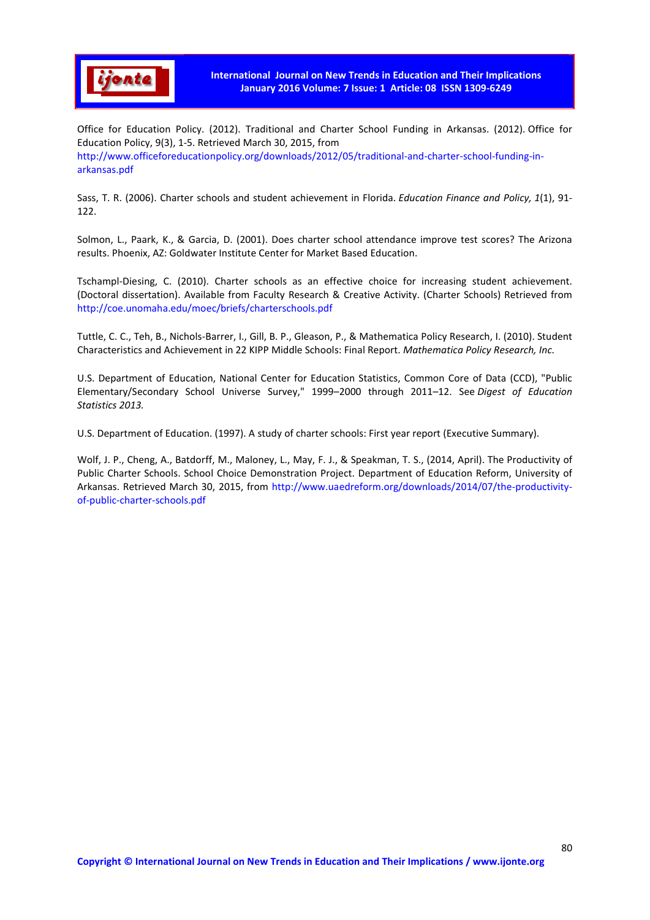Office for Education Policy. (2012). Traditional and Charter School Funding in Arkansas. (2012). Office for Education Policy, 9(3), 1-5. Retrieved March 30, 2015, from http://www.officeforeducationpolicy.org/downloads/2012/05/traditional-and-charter-school-funding-in-arkansas.pdf

Sass, T. R. (2006). Charter schools and student achievement in Florida. *Education Finance and Policy, 1*(1), 91-122.

Solmon, L., Paark, K., & Garcia, D. (2001). Does charter school attendance improve test scores? The Arizona results. Phoenix, AZ: Goldwater Institute Center for Market Based Education.

Tschampl-Diesing, C. (2010). Charter schools as an effective choice for increasing student achievement. (Doctoral dissertation). Available from Faculty Research & Creative Activity. (Charter Schools) Retrieved from http://coe.unomaha.edu/moec/briefs/charterschools.pdf

Tuttle, C. C., Teh, B., Nichols-Barrer, I., Gill, B. P., Gleason, P., & Mathematica Policy Research, I. (2010). Student Characteristics and Achievement in 22 KIPP Middle Schools: Final Report. *Mathematica Policy Research, Inc.*

U.S. Department of Education, National Center for Education Statistics, Common Core of Data (CCD), "Public Elementary/Secondary School Universe Survey," 1999–2000 through 2011–12. See *Digest of Education Statistics 2013.*

U.S. Department of Education. (1997). A study of charter schools: First year report (Executive Summary).

Wolf, J. P., Cheng, A., Batdorff, M., Maloney, L., May, F. J., & Speakman, T. S., (2014, April). The Productivity of Public Charter Schools. School Choice Demonstration Project. Department of Education Reform, University of Arkansas. Retrieved March 30, 2015, from http://www.uaedreform.org/downloads/2014/07/the-productivity-of-public-charter-schools.pdf